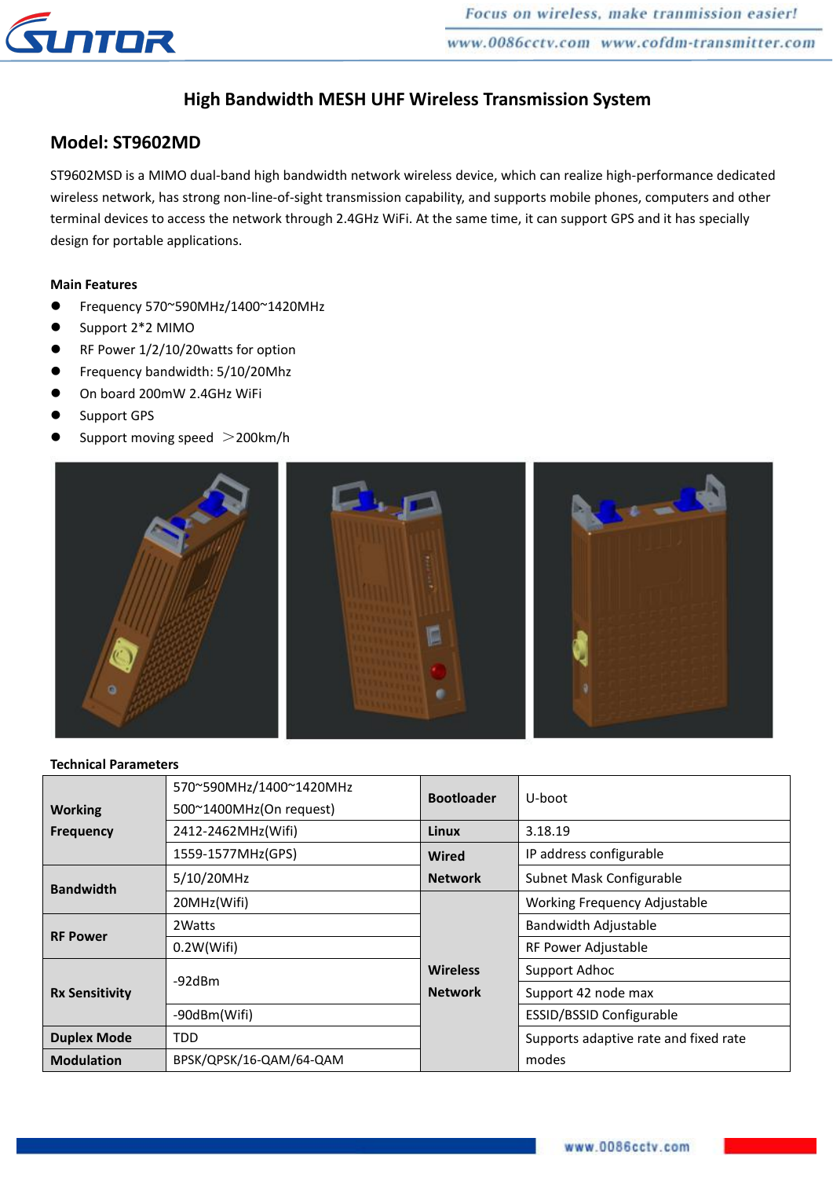# High Bandwidth MESH UHF Wireless Transmission System

## Model: ST9602MD

ST9602MSD is a MIMO dual-band high bandwidth network wireless device, which can realize high-performance dedicated wireless network, has strong non-line-of-sight transmission capability, and supports mobile phones, computers and other terminal devices to access the network through 2.4GHz WiFi. At the same time, it can support GPS and it has specially design for portable applications.

**Main Features**

- Frequency 570~590MHz/1400~1420MHz
- Support 2*2 MIMO
- RF Power 1/2/10/20watts for option
- Frequency bandwidth: 5/10/20Mhz
- On board 200mW 2.4GHz WiFi
- Support GPS
- Support moving speed ＞200km/h

**Technical Parameters**

| | | | |
|---|---|---|---|
| **Working Frequency** | 570~590MHz/1400~1420MHz<br>500~1400MHz(On request) | **Bootloader** | U-boot |
| | 2412-2462MHz(Wifi) | **Linux** | 3.18.19 |
| | 1559-1577MHz(GPS) | **Wired Network** | IP address configurable |
| **Bandwidth** | 5/10/20MHz | | Subnet Mask Configurable |
| | 20MHz(Wifi) | **Wireless Network** | Working Frequency Adjustable |
| **RF Power** | 2Watts | | Bandwidth Adjustable |
| | 0.2W(Wifi) | | RF Power Adjustable |
| **Rx Sensitivity** | -92dBm | | Support Adhoc |
| | | | Support 42 node max |
| | -90dBm(Wifi) | | ESSID/BSSID Configurable |
| **Duplex Mode** | TDD | | Supports adaptive rate and fixed rate modes |
| **Modulation** | BPSK/QPSK/16-QAM/64-QAM | | |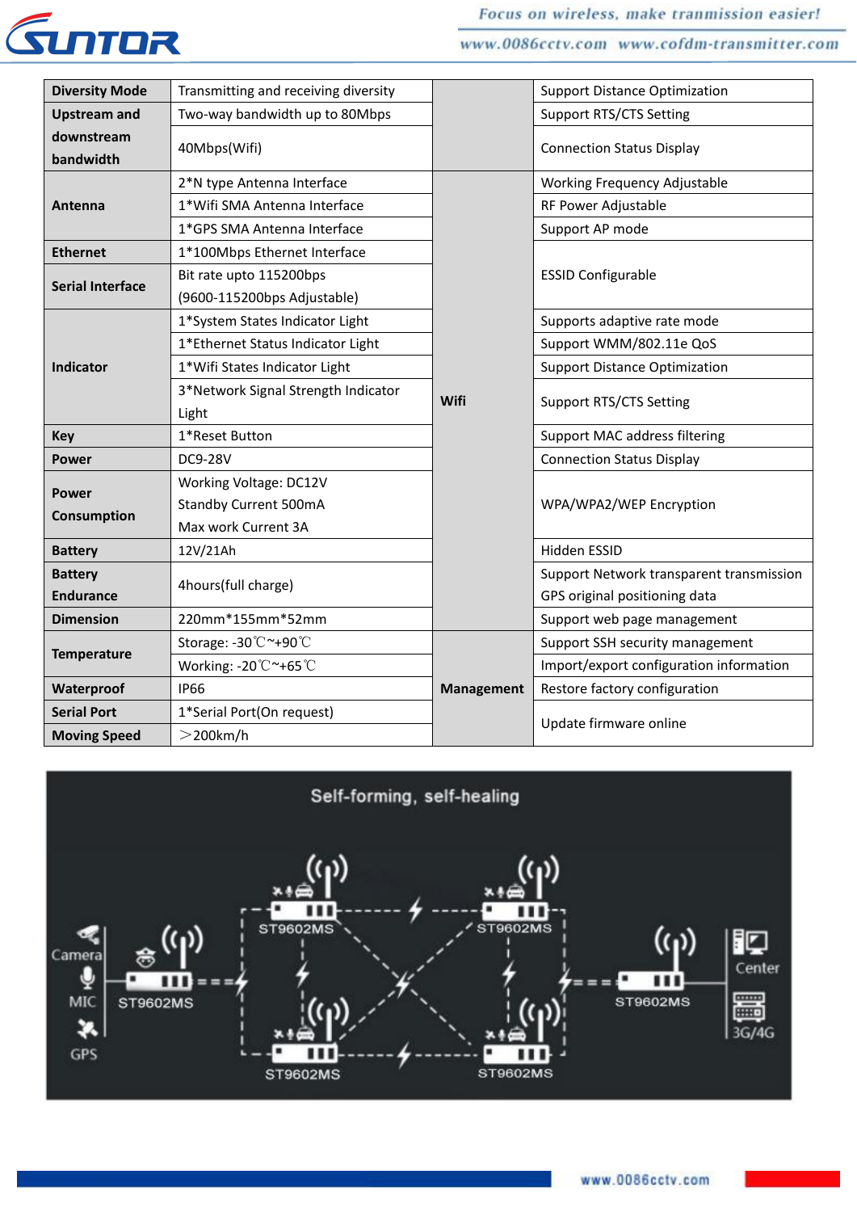| | | | |
|---|---|---|---|
| **Diversity Mode** | Transmitting and receiving diversity | | Support Distance Optimization |
| **Upstream and downstream bandwidth** | Two-way bandwidth up to 80Mbps | | Support RTS/CTS Setting |
| | 40Mbps(Wifi) | | Connection Status Display |
| **Antenna** | 2*N type Antenna Interface | **Wifi** | Working Frequency Adjustable |
| | 1*Wifi SMA Antenna Interface | | RF Power Adjustable |
| | 1*GPS SMA Antenna Interface | | Support AP mode |
| **Ethernet** | 1*100Mbps Ethernet Interface | | ESSID Configurable |
| **Serial Interface** | Bit rate upto 115200bps (9600-115200bps Adjustable) | | |
| **Indicator** | 1*System States Indicator Light | | Supports adaptive rate mode |
| | 1*Ethernet Status Indicator Light | | Support WMM/802.11e QoS |
| | 1*Wifi States Indicator Light | | Support Distance Optimization |
| | 3*Network Signal Strength Indicator Light | | Support RTS/CTS Setting |
| **Key** | 1*Reset Button | | Support MAC address filtering |
| **Power** | DC9-28V | | Connection Status Display |
| **Power Consumption** | Working Voltage: DC12V Standby Current 500mA Max work Current 3A | | WPA/WPA2/WEP Encryption |
| **Battery** | 12V/21Ah | | Hidden ESSID |
| **Battery Endurance** | 4hours(full charge) | | Support Network transparent transmission GPS original positioning data |
| **Dimension** | 220mm*155mm*52mm | | Support web page management |
| **Temperature** | Storage: -30℃~+90℃ | **Management** | Support SSH security management |
| | Working: -20℃~+65℃ | | Import/export configuration information |
| **Waterproof** | IP66 | | Restore factory configuration |
| **Serial Port** | 1*Serial Port(On request) | | Update firmware online |
| **Moving Speed** | ＞200km/h | | |

Self-forming, self-healing

Camera | MIC | GPS | ST9602MS | ST9602MS | ST9602MS | ST9602MS | ST9602MS | ST9602MS | Center | 3G/4G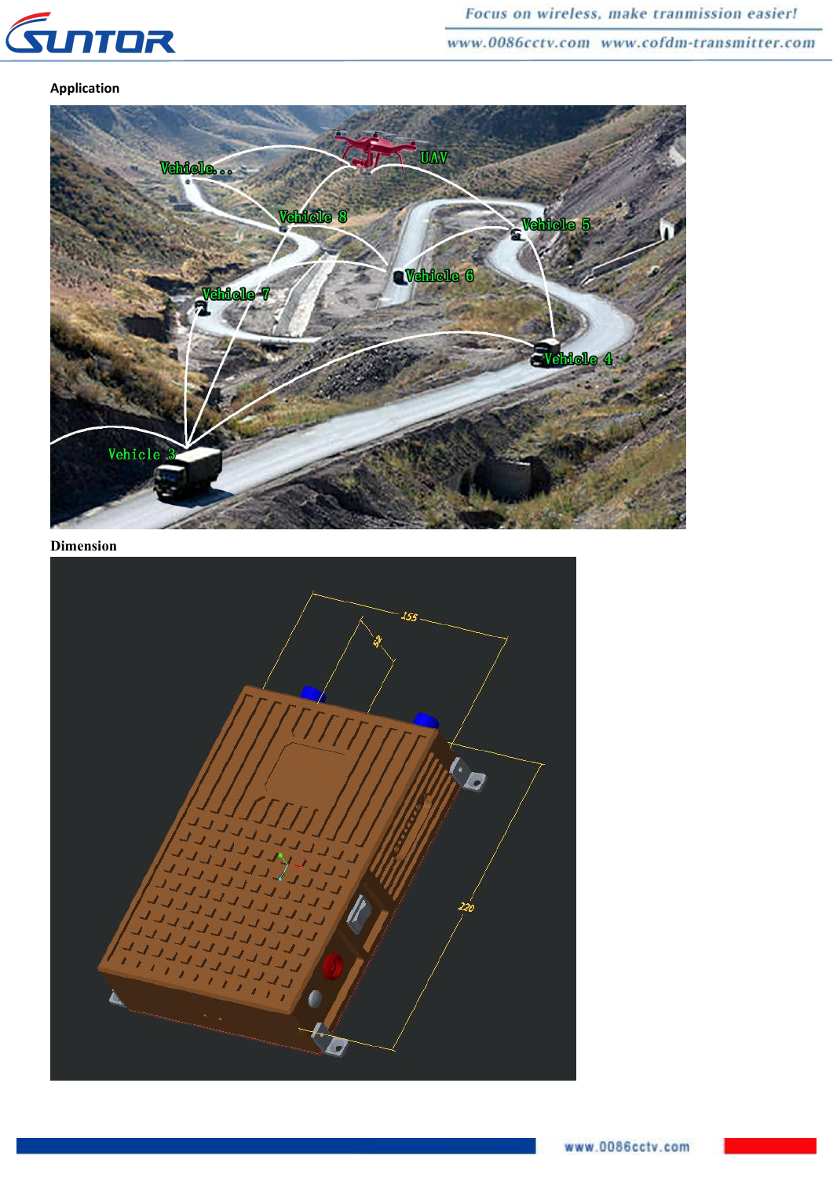**Application**

Vehicle...

UAV

Vehicle 8

Vehicle 5

Vehicle 6

Vehicle 7

Vehicle 4

Vehicle 3

**Dimension**

155

52

220